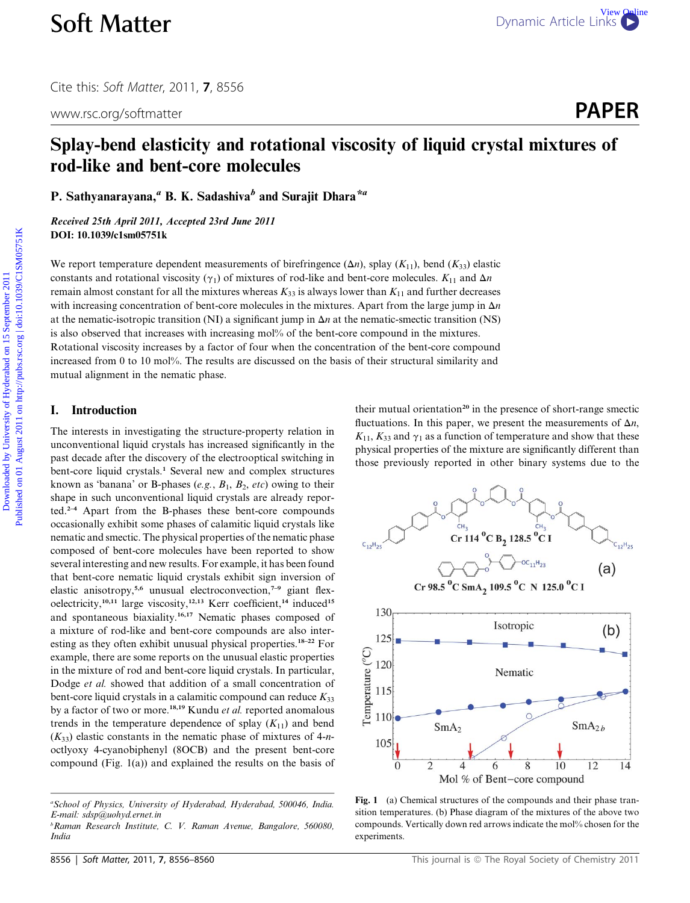# Splay-bend elasticity and rotational viscosity of liquid crystal mixtures of rod-like and bent-core molecules

P. Sathyanarayana,[a] B. K. Sadashiva[b] and Surajit Dhara*[a]

*Received 25th April 2011, Accepted 23rd June 2011*

**DOI: 10.1039/c1sm05751k**

We report temperature dependent measurements of birefringence ($\Delta n$), splay ($K_{11}$), bend ($K_{33}$) elastic constants and rotational viscosity ($\gamma_1$) of mixtures of rod-like and bent-core molecules. $K_{11}$ and $\Delta n$ remain almost constant for all the mixtures whereas $K_{33}$ is always lower than $K_{11}$ and further decreases with increasing concentration of bent-core molecules in the mixtures. Apart from the large jump in $\Delta n$ at the nematic-isotropic transition (NI) a significant jump in $\Delta n$ at the nematic-smectic transition (NS) is also observed that increases with increasing mol% of the bent-core compound in the mixtures. Rotational viscosity increases by a factor of four when the concentration of the bent-core compound increased from 0 to 10 mol%. The results are discussed on the basis of their structural similarity and mutual alignment in the nematic phase.

## I. Introduction

The interests in investigating the structure-property relation in unconventional liquid crystals has increased significantly in the past decade after the discovery of the electrooptical switching in bent-core liquid crystals.[1] Several new and complex structures known as 'banana' or B-phases (*e.g.*, $B_1$, $B_2$, *etc*) owing to their shape in such unconventional liquid crystals are already reported.[2–4] Apart from the B-phases these bent-core compounds occasionally exhibit some phases of calamitic liquid crystals like nematic and smectic. The physical properties of the nematic phase composed of bent-core molecules have been reported to show several interesting and new results. For example, it has been found that bent-core nematic liquid crystals exhibit sign inversion of elastic anisotropy,[5,6] unusual electroconvection,[7–9] giant flexoelectricity,[10,11] large viscosity,[12,13] Kerr coefficient,[14] induced[15] and spontaneous biaxiality.[16,17] Nematic phases composed of a mixture of rod-like and bent-core compounds are also interesting as they often exhibit unusual physical properties.[18–22] For example, there are some reports on the unusual elastic properties in the mixture of rod and bent-core liquid crystals. In particular, Dodge *et al.* showed that addition of a small concentration of bent-core liquid crystals in a calamitic compound can reduce $K_{33}$ by a factor of two or more.[18,19] Kundu *et al.* reported anomalous trends in the temperature dependence of splay ($K_{11}$) and bend ($K_{33}$) elastic constants in the nematic phase of mixtures of 4-*n*-octlyoxy 4-cyanobiphenyl (8OCB) and the present bent-core compound (Fig. 1(a)) and explained the results on the basis of their mutual orientation[20] in the presence of short-range smectic fluctuations. In this paper, we present the measurements of $\Delta n$, $K_{11}$, $K_{33}$ and $\gamma_1$ as a function of temperature and show that these physical properties of the mixture are significantly different than those previously reported in other binary systems due to the

Cr 114 °C $B_2$ 128.5 °C I

Cr 98.5 °C $SmA_2$ 109.5 °C N 125.0 °C I

Fig. 1 (a) Chemical structures of the compounds and their phase transition temperatures. (b) Phase diagram of the mixtures of the above two compounds. Vertically down red arrows indicate the mol% chosen for the experiments.

---

[a] School of Physics, University of Hyderabad, Hyderabad, 500046, India. E-mail: sdsp@uohyd.ernet.in

[b] Raman Research Institute, C. V. Raman Avenue, Bangalore, 560080, India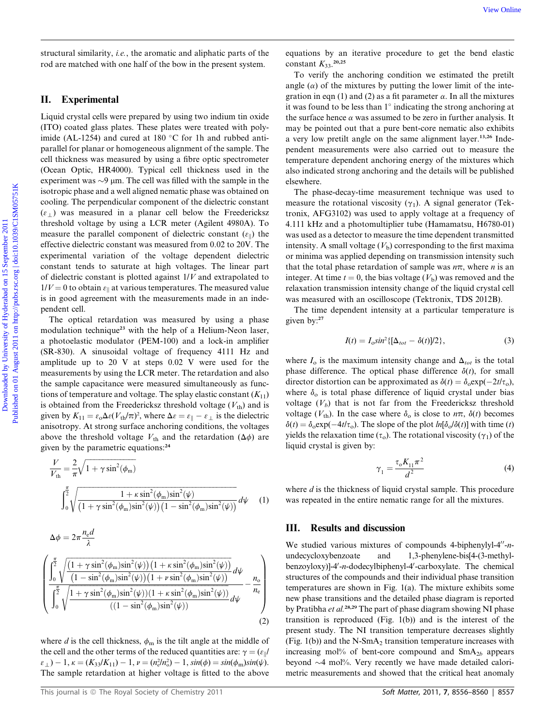structural similarity, *i.e.*, the aromatic and aliphatic parts of the rod are matched with one half of the bow in the present system.

## II. Experimental

Liquid crystal cells were prepared by using two indium tin oxide (ITO) coated glass plates. These plates were treated with polyimide (AL-1254) and cured at 180 °C for 1h and rubbed antiparallel for planar or homogeneous alignment of the sample. The cell thickness was measured by using a fibre optic spectrometer (Ocean Optic, HR4000). Typical cell thickness used in the experiment was ~9 μm. The cell was filled with the sample in the isotropic phase and a well aligned nematic phase was obtained on cooling. The perpendicular component of the dielectric constant ($\varepsilon_\perp$) was measured in a planar cell below the Freedericksz threshold voltage by using a LCR meter (Agilent 4980A). To measure the parallel component of dielectric constant ($\varepsilon_\parallel$) the effective dielectric constant was measured from 0.02 to 20V. The experimental variation of the voltage dependent dielectric constant tends to saturate at high voltages. The linear part of dielectric constant is plotted against $1/V$ and extrapolated to $1/V = 0$ to obtain $\varepsilon_\parallel$ at various temperatures. The measured value is in good agreement with the measurements made in an independent cell.

The optical retardation was measured by using a phase modulation technique[23] with the help of a Helium-Neon laser, a photoelastic modulator (PEM-100) and a lock-in amplifier (SR-830). A sinusoidal voltage of frequency 4111 Hz and amplitude up to 20 V at steps 0.02 V were used for the measurements by using the LCR meter. The retardation and also the sample capacitance were measured simultaneously as functions of temperature and voltage. The splay elastic constant ($K_{11}$) is obtained from the Freedericksz threshold voltage ($V_{th}$) and is given by $K_{11} = \varepsilon_o\Delta\varepsilon(V_{th}/\pi)^2$, where $\Delta\varepsilon = \varepsilon_\parallel - \varepsilon_\perp$ is the dielectric anisotropy. At strong surface anchoring conditions, the voltages above the threshold voltage $V_{th}$ and the retardation ($\Delta\phi$) are given by the parametric equations:[24]

$$\frac{V}{V_{th}} = \frac{2}{\pi}\sqrt{1+\gamma\sin^2(\phi_m)}\int_0^{\frac{\pi}{2}}\sqrt{\frac{1+\kappa\sin^2(\phi_m)\sin^2(\psi)}{\left(1+\gamma\sin^2(\phi_m)\sin^2(\psi)\right)\left(1-\sin^2(\phi_m)\sin^2(\psi)\right)}}\,d\psi \tag{1}$$

$$\Delta\phi = 2\pi\frac{n_e d}{\lambda}\left(\frac{\int_0^{\frac{\pi}{2}}\sqrt{\frac{\left(1+\gamma\sin^2(\phi_m)\sin^2(\psi)\right)\left(1+\kappa\sin^2(\phi_m)\sin^2(\psi)\right)}{\left(1-\sin^2(\phi_m)\sin^2(\psi)\right)\left(1+\nu\sin^2(\phi_m)\sin^2(\psi)\right)}}\,d\psi}{\int_0^{\frac{\pi}{2}}\sqrt{\frac{1+\gamma\sin^2(\phi_m)\sin^2(\psi))(1+\kappa\sin^2(\phi_m)\sin^2(\psi))}{((1-\sin^2(\phi_m)\sin^2(\psi))}}\,d\psi} - \frac{n_o}{n_e}\right) \tag{2}$$

where $d$ is the cell thickness, $\phi_m$ is the tilt angle at the middle of the cell and the other terms of the reduced quantities are: $\gamma = (\varepsilon_\parallel/\varepsilon_\perp) - 1$, $\kappa = (K_{33}/K_{11}) - 1$, $\nu = (n_e^2/n_o^2) - 1$, $\sin(\phi) = \sin(\phi_m)\sin(\psi)$. The sample retardation at higher voltage is fitted to the above equations by an iterative procedure to get the bend elastic constant $K_{33}$.[20,25]

To verify the anchoring condition we estimated the pretilt angle ($\alpha$) of the mixtures by putting the lower limit of the integration in eqn (1) and (2) as a fit parameter $\alpha$. In all the mixtures it was found to be less than 1° indicating the strong anchoring at the surface hence $\alpha$ was assumed to be zero in further analysis. It may be pointed out that a pure bent-core nematic also exhibits a very low pretilt angle on the same alignment layer.[13,26] Independent measurements were also carried out to measure the temperature dependent anchoring energy of the mixtures which also indicated strong anchoring and the details will be published elsewhere.

The phase-decay-time measurement technique was used to measure the rotational viscosity ($\gamma_1$). A signal generator (Tektronix, AFG3102) was used to apply voltage at a frequency of 4.111 kHz and a photomultiplier tube (Hamamatsu, H6780-01) was used as a detector to measure the time dependent transmitted intensity. A small voltage ($V_b$) corresponding to the first maxima or minima was applied depending on transmission intensity such that the total phase retardation of sample was $n\pi$, where $n$ is an integer. At time $t = 0$, the bias voltage ($V_b$) was removed and the relaxation transmission intensity change of the liquid crystal cell was measured with an oscilloscope (Tektronix, TDS 2012B).

The time dependent intensity at a particular temperature is given by:[27]

$$I(t) = I_o\sin^2\{[\Delta_{tot} - \delta(t)]/2\}, \tag{3}$$

where $I_o$ is the maximum intensity change and $\Delta_{tot}$ is the total phase difference. The optical phase difference $\delta(t)$, for small director distortion can be approximated as $\delta(t) = \delta_o\exp(-2t/\tau_o)$, where $\delta_o$ is total phase difference of liquid crystal under bias voltage ($V_b$) that is not far from the Freedericksz threshold voltage ($V_{th}$). In the case where $\delta_o$ is close to $n\pi$, $\delta(t)$ becomes $\delta(t) = \delta_o\exp(-4t/\tau_o)$. The slope of the plot $\ln[\delta_o/\delta(t)]$ with time ($t$) yields the relaxation time ($\tau_o$). The rotational viscosity ($\gamma_1$) of the liquid crystal is given by:

$$\gamma_1 = \frac{\tau_o K_{11}\pi^2}{d^2} \tag{4}$$

where $d$ is the thickness of liquid crystal sample. This procedure was repeated in the entire nematic range for all the mixtures.

## III. Results and discussion

We studied various mixtures of compounds 4-biphenylyl-4″-*n*-undecycloxybenzoate and 1,3-phenylene-bis[4-(3-methylbenzoyloxy)]-4′-*n*-dodecylbiphenyl-4′-carboxylate. The chemical structures of the compounds and their individual phase transition temperatures are shown in Fig. 1(a). The mixture exhibits some new phase transitions and the detailed phase diagram is reported by Pratibha *et al.*[28,29] The part of phase diagram showing NI phase transition is reproduced (Fig. 1(b)) and is the interest of the present study. The NI transition temperature decreases slightly (Fig. 1(b)) and the N-SmA$_2$ transition temperature increases with increasing mol% of bent-core compound and SmA$_{2b}$ appears beyond ~4 mol%. Very recently we have made detailed calorimetric measurements and showed that the critical heat anomaly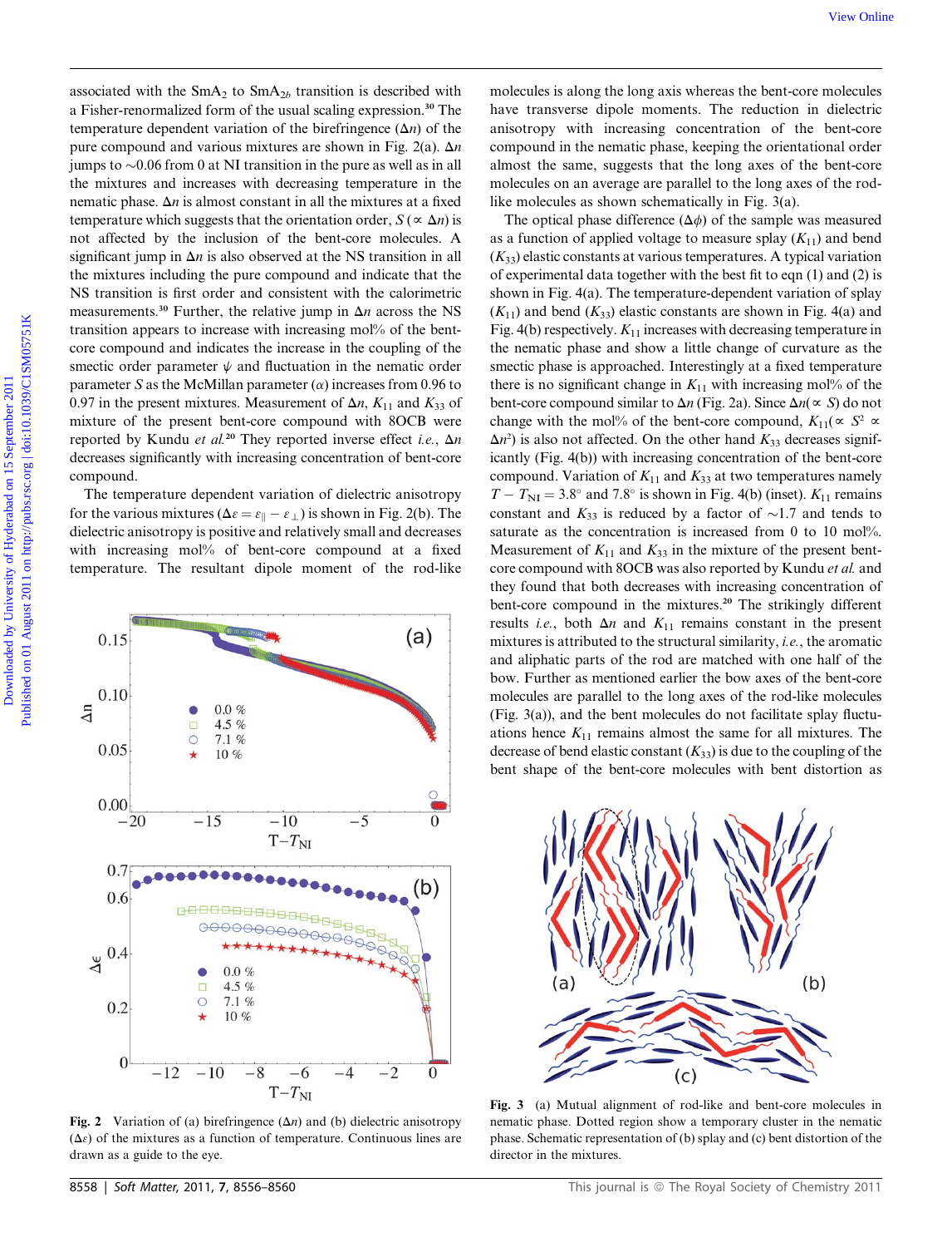associated with the $SmA_2$ to $SmA_{2b}$ transition is described with a Fisher-renormalized form of the usual scaling expression.[30] The temperature dependent variation of the birefringence ($\Delta n$) of the pure compound and various mixtures are shown in Fig. 2(a). $\Delta n$ jumps to ~0.06 from 0 at NI transition in the pure as well as in all the mixtures and increases with decreasing temperature in the nematic phase. $\Delta n$ is almost constant in all the mixtures at a fixed temperature which suggests that the orientation order, $S$ ($\propto \Delta n$) is not affected by the inclusion of the bent-core molecules. A significant jump in $\Delta n$ is also observed at the NS transition in all the mixtures including the pure compound and indicate that the NS transition is first order and consistent with the calorimetric measurements.[30] Further, the relative jump in $\Delta n$ across the NS transition appears to increase with increasing mol% of the bent-core compound and indicates the increase in the coupling of the smectic order parameter $\psi$ and fluctuation in the nematic order parameter $S$ as the McMillan parameter ($\alpha$) increases from 0.96 to 0.97 in the present mixtures. Measurement of $\Delta n$, $K_{11}$ and $K_{33}$ of mixture of the present bent-core compound with 8OCB were reported by Kundu *et al.*[20] They reported inverse effect *i.e.*, $\Delta n$ decreases significantly with increasing concentration of bent-core compound.

The temperature dependent variation of dielectric anisotropy for the various mixtures ($\Delta\varepsilon = \varepsilon_{\parallel} - \varepsilon_{\perp}$) is shown in Fig. 2(b). The dielectric anisotropy is positive and relatively small and decreases with increasing mol% of bent-core compound at a fixed temperature. The resultant dipole moment of the rod-like molecules is along the long axis whereas the bent-core molecules have transverse dipole moments. The reduction in dielectric anisotropy with increasing concentration of the bent-core compound in the nematic phase, keeping the orientational order almost the same, suggests that the long axes of the bent-core molecules on an average are parallel to the long axes of the rod-like molecules as shown schematically in Fig. 3(a).

**Fig. 2** Variation of (a) birefringence ($\Delta n$) and (b) dielectric anisotropy ($\Delta\varepsilon$) of the mixtures as a function of temperature. Continuous lines are drawn as a guide to the eye.

The optical phase difference ($\Delta\phi$) of the sample was measured as a function of applied voltage to measure splay ($K_{11}$) and bend ($K_{33}$) elastic constants at various temperatures. A typical variation of experimental data together with the best fit to eqn (1) and (2) is shown in Fig. 4(a). The temperature-dependent variation of splay ($K_{11}$) and bend ($K_{33}$) elastic constants are shown in Fig. 4(a) and Fig. 4(b) respectively. $K_{11}$ increases with decreasing temperature in the nematic phase and show a little change of curvature as the smectic phase is approached. Interestingly at a fixed temperature there is no significant change in $K_{11}$ with increasing mol% of the bent-core compound similar to $\Delta n$ (Fig. 2a). Since $\Delta n$($\propto S$) do not change with the mol% of the bent-core compound, $K_{11}$($\propto S^2 \propto \Delta n^2$) is also not affected. On the other hand $K_{33}$ decreases significantly (Fig. 4(b)) with increasing concentration of the bent-core compound. Variation of $K_{11}$ and $K_{33}$ at two temperatures namely $T - T_{NI} = 3.8°$ and $7.8°$ is shown in Fig. 4(b) (inset). $K_{11}$ remains constant and $K_{33}$ is reduced by a factor of ~1.7 and tends to saturate as the concentration is increased from 0 to 10 mol%. Measurement of $K_{11}$ and $K_{33}$ in the mixture of the present bent-core compound with 8OCB was also reported by Kundu *et al.* and they found that both decreases with increasing concentration of bent-core compound in the mixtures.[20] The strikingly different results *i.e.*, both $\Delta n$ and $K_{11}$ remains constant in the present mixtures is attributed to the structural similarity, *i.e.*, the aromatic and aliphatic parts of the rod are matched with one half of the bow. Further as mentioned earlier the bow axes of the bent-core molecules are parallel to the long axes of the rod-like molecules (Fig. 3(a)), and the bent molecules do not facilitate splay fluctuations hence $K_{11}$ remains almost the same for all mixtures. The decrease of bend elastic constant ($K_{33}$) is due to the coupling of the bent shape of the bent-core molecules with bent distortion as

**Fig. 3** (a) Mutual alignment of rod-like and bent-core molecules in nematic phase. Dotted region show a temporary cluster in the nematic phase. Schematic representation of (b) splay and (c) bent distortion of the director in the mixtures.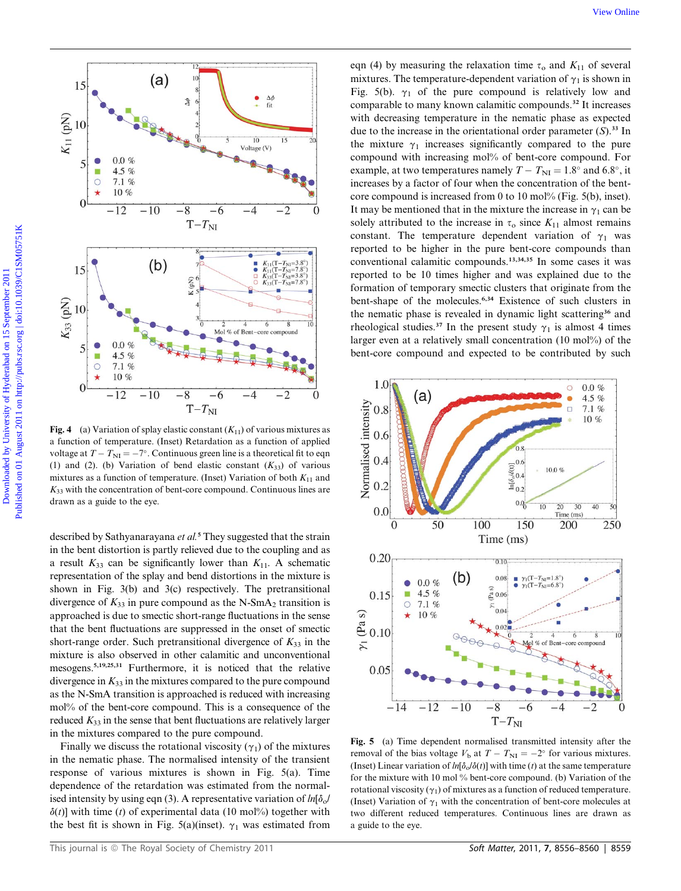**Fig. 4** (a) Variation of splay elastic constant ($K_{11}$) of various mixtures as a function of temperature. (Inset) Retardation as a function of applied voltage at $T - T_{NI} = -7°$. Continuous green line is a theoretical fit to eqn (1) and (2). (b) Variation of bend elastic constant ($K_{33}$) of various mixtures as a function of temperature. (Inset) Variation of both $K_{11}$ and $K_{33}$ with the concentration of bent-core compound. Continuous lines are drawn as a guide to the eye.

described by Sathyanarayana *et al.*[5] They suggested that the strain in the bent distortion is partly relieved due to the coupling and as a result $K_{33}$ can be significantly lower than $K_{11}$. A schematic representation of the splay and bend distortions in the mixture is shown in Fig. 3(b) and 3(c) respectively. The pretransitional divergence of $K_{33}$ in pure compound as the N-$SmA_2$ transition is approached is due to smectic short-range fluctuations in the sense that the bent fluctuations are suppressed in the onset of smectic short-range order. Such pretransitional divergence of $K_{33}$ in the mixture is also observed in other calamitic and unconventional mesogens.[5,19,25,31] Furthermore, it is noticed that the relative divergence in $K_{33}$ in the mixtures compared to the pure compound as the N-SmA transition is approached is reduced with increasing mol% of the bent-core compound. This is a consequence of the reduced $K_{33}$ in the sense that bent fluctuations are relatively larger in the mixtures compared to the pure compound.

Finally we discuss the rotational viscosity ($\gamma_1$) of the mixtures in the nematic phase. The normalised intensity of the transient response of various mixtures is shown in Fig. 5(a). Time dependence of the retardation was estimated from the normalised intensity by using eqn (3). A representative variation of $ln[\delta_o/\delta(t)]$ with time ($t$) of experimental data (10 mol%) together with the best fit is shown in Fig. 5(a)(inset). $\gamma_1$ was estimated from eqn (4) by measuring the relaxation time $\tau_o$ and $K_{11}$ of several mixtures. The temperature-dependent variation of $\gamma_1$ is shown in Fig. 5(b). $\gamma_1$ of the pure compound is relatively low and comparable to many known calamitic compounds.[32] It increases with decreasing temperature in the nematic phase as expected due to the increase in the orientational order parameter ($S$).[33] In the mixture $\gamma_1$ increases significantly compared to the pure compound with increasing mol% of bent-core compound. For example, at two temperatures namely $T - T_{NI} = 1.8°$ and $6.8°$, it increases by a factor of four when the concentration of the bent-core compound is increased from 0 to 10 mol% (Fig. 5(b), inset). It may be mentioned that in the mixture the increase in $\gamma_1$ can be solely attributed to the increase in $\tau_o$ since $K_{11}$ almost remains constant. The temperature dependent variation of $\gamma_1$ was reported to be higher in the pure bent-core compounds than conventional calamitic compounds.[13,34,35] In some cases it was reported to be 10 times higher and was explained due to the formation of temporary smectic clusters that originate from the bent-shape of the molecules.[6,34] Existence of such clusters in the nematic phase is revealed in dynamic light scattering[36] and rheological studies.[37] In the present study $\gamma_1$ is almost 4 times larger even at a relatively small concentration (10 mol%) of the bent-core compound and expected to be contributed by such

**Fig. 5** (a) Time dependent normalised transmitted intensity after the removal of the bias voltage $V_b$ at $T - T_{NI} = -2°$ for various mixtures. (Inset) Linear variation of $ln[\delta_o/\delta(t)]$ with time ($t$) at the same temperature for the mixture with 10 mol % bent-core compound. (b) Variation of the rotational viscosity ($\gamma_1$) of mixtures as a function of reduced temperature. (Inset) Variation of $\gamma_1$ with the concentration of bent-core molecules at two different reduced temperatures. Continuous lines are drawn as a guide to the eye.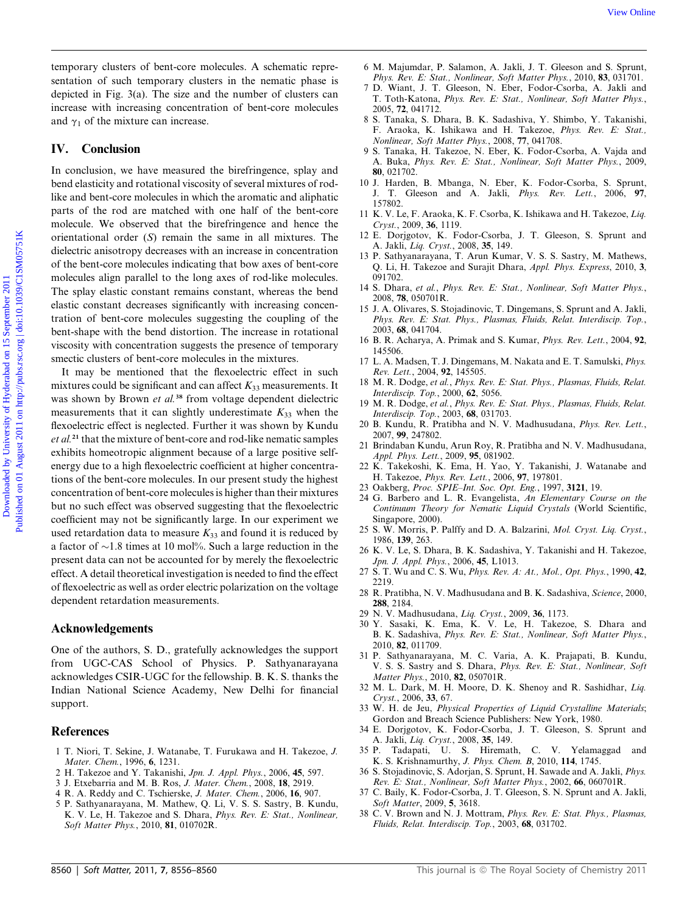temporary clusters of bent-core molecules. A schematic representation of such temporary clusters in the nematic phase is depicted in Fig. 3(a). The size and the number of clusters can increase with increasing concentration of bent-core molecules and $\gamma_1$ of the mixture can increase.

## IV. Conclusion

In conclusion, we have measured the birefringence, splay and bend elasticity and rotational viscosity of several mixtures of rod-like and bent-core molecules in which the aromatic and aliphatic parts of the rod are matched with one half of the bent-core molecule. We observed that the birefringence and hence the orientational order ($S$) remain the same in all mixtures. The dielectric anisotropy decreases with an increase in concentration of the bent-core molecules indicating that bow axes of bent-core molecules align parallel to the long axes of rod-like molecules. The splay elastic constant remains constant, whereas the bend elastic constant decreases significantly with increasing concentration of bent-core molecules suggesting the coupling of the bent-shape with the bend distortion. The increase in rotational viscosity with concentration suggests the presence of temporary smectic clusters of bent-core molecules in the mixtures.

It may be mentioned that the flexoelectric effect in such mixtures could be significant and can affect $K_{33}$ measurements. It was shown by Brown *et al.*[38] from voltage dependent dielectric measurements that it can slightly underestimate $K_{33}$ when the flexoelectric effect is neglected. Further it was shown by Kundu *et al.*[21] that the mixture of bent-core and rod-like nematic samples exhibits homeotropic alignment because of a large positive self-energy due to a high flexoelectric coefficient at higher concentrations of the bent-core molecules. In our present study the highest concentration of bent-core molecules is higher than their mixtures but no such effect was observed suggesting that the flexoelectric coefficient may not be significantly large. In our experiment we used retardation data to measure $K_{33}$ and found it is reduced by a factor of ~1.8 times at 10 mol%. Such a large reduction in the present data can not be accounted for by merely the flexoelectric effect. A detail theoretical investigation is needed to find the effect of flexoelectric as well as order electric polarization on the voltage dependent retardation measurements.

## Acknowledgements

One of the authors, S. D., gratefully acknowledges the support from UGC-CAS School of Physics. P. Sathyanarayana acknowledges CSIR-UGC for the fellowship. B. K. S. thanks the Indian National Science Academy, New Delhi for financial support.

## References

1 T. Niori, T. Sekine, J. Watanabe, T. Furukawa and H. Takezoe, *J. Mater. Chem.*, 1996, **6**, 1231.
2 H. Takezoe and Y. Takanishi, *Jpn. J. Appl. Phys.*, 2006, **45**, 597.
3 J. Etxebarria and M. B. Ros, *J. Mater. Chem.*, 2008, **18**, 2919.
4 R. A. Reddy and C. Tschierske, *J. Mater. Chem.*, 2006, **16**, 907.
5 P. Sathyanarayana, M. Mathew, Q. Li, V. S. S. Sastry, B. Kundu, K. V. Le, H. Takezoe and S. Dhara, *Phys. Rev. E: Stat., Nonlinear, Soft Matter Phys.*, 2010, **81**, 010702R.
6 M. Majumdar, P. Salamon, A. Jakli, J. T. Gleeson and S. Sprunt, *Phys. Rev. E: Stat., Nonlinear, Soft Matter Phys.*, 2010, **83**, 031701.
7 D. Wiant, J. T. Gleeson, N. Eber, K. Fodor-Csorba, A. Jakli and T. Toth-Katona, *Phys. Rev. E: Stat., Nonlinear, Soft Matter Phys.*, 2005, **72**, 041712.
8 S. Tanaka, S. Dhara, B. K. Sadashiva, Y. Shimbo, Y. Takanishi, F. Araoka, K. Ishikawa and H. Takezoe, *Phys. Rev. E: Stat., Nonlinear, Soft Matter Phys.*, 2008, **77**, 041708.
9 S. Tanaka, H. Takezoe, N. Eber, K. Fodor-Csorba, A. Vajda and A. Buka, *Phys. Rev. E: Stat., Nonlinear, Soft Matter Phys.*, 2009, **80**, 021702.
10 J. Harden, B. Mbanga, N. Eber, K. Fodor-Csorba, S. Sprunt, J. T. Gleeson and A. Jakli, *Phys. Rev. Lett.*, 2006, **97**, 157802.
11 K. V. Le, F. Araoka, K. F. Csorba, K. Ishikawa and H. Takezoe, *Liq. Cryst.*, 2009, **36**, 1119.
12 E. Dorjgotov, K. Fodor-Csorba, J. T. Gleeson, S. Sprunt and A. Jakli, *Liq. Cryst.*, 2008, **35**, 149.
13 P. Sathyanarayana, T. Arun Kumar, V. S. S. Sastry, M. Mathews, Q. Li, H. Takezoe and Surajit Dhara, *Appl. Phys. Express*, 2010, **3**, 091702.
14 S. Dhara, *et al.*, *Phys. Rev. E: Stat., Nonlinear, Soft Matter Phys.*, 2008, **78**, 050701R.
15 J. A. Olivares, S. Stojadinovic, T. Dingemans, S. Sprunt and A. Jakli, *Phys. Rev. E: Stat. Phys., Plasmas, Fluids, Relat. Interdiscip. Top.*, 2003, **68**, 041704.
16 B. R. Acharya, A. Primak and S. Kumar, *Phys. Rev. Lett.*, 2004, **92**, 145506.
17 L. A. Madsen, T. J. Dingemans, M. Nakata and E. T. Samulski, *Phys. Rev. Lett.*, 2004, **92**, 145505.
18 M. R. Dodge, *et al.*, *Phys. Rev. E: Stat. Phys., Plasmas, Fluids, Relat. Interdiscip. Top.*, 2000, **62**, 5056.
19 M. R. Dodge, *et al.*, *Phys. Rev. E: Stat. Phys., Plasmas, Fluids, Relat. Interdiscip. Top.*, 2003, **68**, 031703.
20 B. Kundu, R. Pratibha and N. V. Madhusudana, *Phys. Rev. Lett.*, 2007, **99**, 247802.
21 Brindaban Kundu, Arun Roy, R. Pratibha and N. V. Madhusudana, *Appl. Phys. Lett.*, 2009, **95**, 081902.
22 K. Takekoshi, K. Ema, H. Yao, Y. Takanishi, J. Watanabe and H. Takezoe, *Phys. Rev. Lett.*, 2006, **97**, 197801.
23 Oakberg, *Proc. SPIE–Int. Soc. Opt. Eng.*, 1997, **3121**, 19.
24 G. Barbero and L. R. Evangelista, *An Elementary Course on the Continuum Theory for Nematic Liquid Crystals* (World Scientific, Singapore, 2000).
25 S. W. Morris, P. Palffy and D. A. Balzarini, *Mol. Cryst. Liq. Cryst.*, 1986, **139**, 263.
26 K. V. Le, S. Dhara, B. K. Sadashiva, Y. Takanishi and H. Takezoe, *Jpn. J. Appl. Phys.*, 2006, **45**, L1013.
27 S. T. Wu and C. S. Wu, *Phys. Rev. A: At., Mol., Opt. Phys.*, 1990, **42**, 2219.
28 R. Pratibha, N. V. Madhusudana and B. K. Sadashiva, *Science*, 2000, **288**, 2184.
29 N. V. Madhusudana, *Liq. Cryst.*, 2009, **36**, 1173.
30 Y. Sasaki, K. Ema, K. V. Le, H. Takezoe, S. Dhara and B. K. Sadashiva, *Phys. Rev. E: Stat., Nonlinear, Soft Matter Phys.*, 2010, **82**, 011709.
31 P. Sathyanarayana, M. C. Varia, A. K. Prajapati, B. Kundu, V. S. S. Sastry and S. Dhara, *Phys. Rev. E: Stat., Nonlinear, Soft Matter Phys.*, 2010, **82**, 050701R.
32 M. L. Dark, M. H. Moore, D. K. Shenoy and R. Sashidhar, *Liq. Cryst.*, 2006, **33**, 67.
33 W. H. de Jeu, *Physical Properties of Liquid Crystalline Materials*; Gordon and Breach Science Publishers: New York, 1980.
34 E. Dorjgotov, K. Fodor-Csorba, J. T. Gleeson, S. Sprunt and A. Jakli, *Liq. Cryst.*, 2008, **35**, 149.
35 P. Tadapati, U. S. Hiremath, C. V. Yelamaggad and K. S. Krishnamurthy, *J. Phys. Chem. B*, 2010, **114**, 1745.
36 S. Stojadinovic, S. Adorjan, S. Sprunt, H. Sawade and A. Jakli, *Phys. Rev. E: Stat., Nonlinear, Soft Matter Phys.*, 2002, **66**, 060701R.
37 C. Baily, K. Fodor-Csorba, J. T. Gleeson, S. N. Sprunt and A. Jakli, *Soft Matter*, 2009, **5**, 3618.
38 C. V. Brown and N. J. Mottram, *Phys. Rev. E: Stat. Phys., Plasmas, Fluids, Relat. Interdiscip. Top.*, 2003, **68**, 031702.